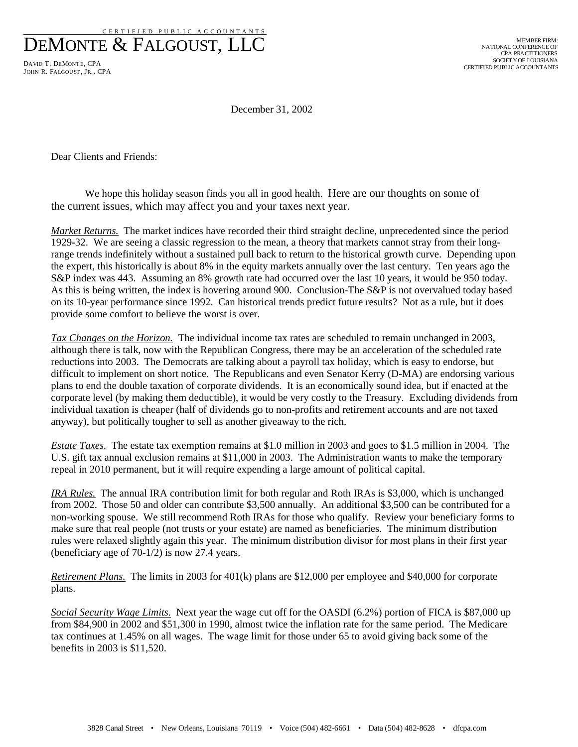CERTIFIED PUBLIC ACCOUNTANTS

# DEMONTE & FALGOUST, LLC

DAVID T. DEMONTE, CPA
JOHN R. FALGOUST, JR., CPA

MEMBER FIRM:
NATIONAL CONFERENCE OF
CPA PRACTITIONERS
SOCIETY OF LOUISIANA
CERTIFIED PUBLIC ACCOUNTANTS

December 31, 2002

Dear Clients and Friends:

We hope this holiday season finds you all in good health. Here are our thoughts on some of the current issues, which may affect you and your taxes next year.

*Market Returns.* The market indices have recorded their third straight decline, unprecedented since the period 1929-32. We are seeing a classic regression to the mean, a theory that markets cannot stray from their long-range trends indefinitely without a sustained pull back to return to the historical growth curve. Depending upon the expert, this historically is about 8% in the equity markets annually over the last century. Ten years ago the S&P index was 443. Assuming an 8% growth rate had occurred over the last 10 years, it would be 950 today. As this is being written, the index is hovering around 900. Conclusion-The S&P is not overvalued today based on its 10-year performance since 1992. Can historical trends predict future results? Not as a rule, but it does provide some comfort to believe the worst is over.

*Tax Changes on the Horizon.* The individual income tax rates are scheduled to remain unchanged in 2003, although there is talk, now with the Republican Congress, there may be an acceleration of the scheduled rate reductions into 2003. The Democrats are talking about a payroll tax holiday, which is easy to endorse, but difficult to implement on short notice. The Republicans and even Senator Kerry (D-MA) are endorsing various plans to end the double taxation of corporate dividends. It is an economically sound idea, but if enacted at the corporate level (by making them deductible), it would be very costly to the Treasury. Excluding dividends from individual taxation is cheaper (half of dividends go to non-profits and retirement accounts and are not taxed anyway), but politically tougher to sell as another giveaway to the rich.

*Estate Taxes.* The estate tax exemption remains at $1.0 million in 2003 and goes to $1.5 million in 2004. The U.S. gift tax annual exclusion remains at $11,000 in 2003. The Administration wants to make the temporary repeal in 2010 permanent, but it will require expending a large amount of political capital.

*IRA Rules.* The annual IRA contribution limit for both regular and Roth IRAs is $3,000, which is unchanged from 2002. Those 50 and older can contribute $3,500 annually. An additional $3,500 can be contributed for a non-working spouse. We still recommend Roth IRAs for those who qualify. Review your beneficiary forms to make sure that real people (not trusts or your estate) are named as beneficiaries. The minimum distribution rules were relaxed slightly again this year. The minimum distribution divisor for most plans in their first year (beneficiary age of 70-1/2) is now 27.4 years.

*Retirement Plans.* The limits in 2003 for 401(k) plans are $12,000 per employee and $40,000 for corporate plans.

*Social Security Wage Limits.* Next year the wage cut off for the OASDI (6.2%) portion of FICA is $87,000 up from $84,900 in 2002 and $51,300 in 1990, almost twice the inflation rate for the same period. The Medicare tax continues at 1.45% on all wages. The wage limit for those under 65 to avoid giving back some of the benefits in 2003 is $11,520.

3828 Canal Street • New Orleans, Louisiana 70119 • Voice (504) 482-6661 • Data (504) 482-8628 • dfcpa.com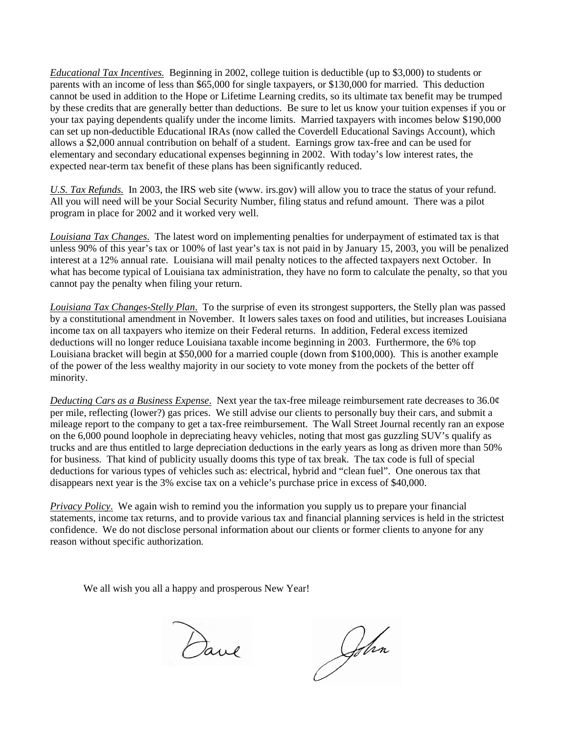*Educational Tax Incentives.* Beginning in 2002, college tuition is deductible (up to $3,000) to students or parents with an income of less than $65,000 for single taxpayers, or $130,000 for married. This deduction cannot be used in addition to the Hope or Lifetime Learning credits, so its ultimate tax benefit may be trumped by these credits that are generally better than deductions. Be sure to let us know your tuition expenses if you or your tax paying dependents qualify under the income limits. Married taxpayers with incomes below $190,000 can set up non-deductible Educational IRAs (now called the Coverdell Educational Savings Account), which allows a $2,000 annual contribution on behalf of a student. Earnings grow tax-free and can be used for elementary and secondary educational expenses beginning in 2002. With today's low interest rates, the expected near-term tax benefit of these plans has been significantly reduced.

*U.S. Tax Refunds.* In 2003, the IRS web site (www. irs.gov) will allow you to trace the status of your refund. All you will need will be your Social Security Number, filing status and refund amount. There was a pilot program in place for 2002 and it worked very well.

*Louisiana Tax Changes*. The latest word on implementing penalties for underpayment of estimated tax is that unless 90% of this year's tax or 100% of last year's tax is not paid in by January 15, 2003, you will be penalized interest at a 12% annual rate. Louisiana will mail penalty notices to the affected taxpayers next October. In what has become typical of Louisiana tax administration, they have no form to calculate the penalty, so that you cannot pay the penalty when filing your return.

*Louisiana Tax Changes-Stelly Plan*. To the surprise of even its strongest supporters, the Stelly plan was passed by a constitutional amendment in November. It lowers sales taxes on food and utilities, but increases Louisiana income tax on all taxpayers who itemize on their Federal returns. In addition, Federal excess itemized deductions will no longer reduce Louisiana taxable income beginning in 2003. Furthermore, the 6% top Louisiana bracket will begin at $50,000 for a married couple (down from $100,000). This is another example of the power of the less wealthy majority in our society to vote money from the pockets of the better off minority.

*Deducting Cars as a Business Expense*. Next year the tax-free mileage reimbursement rate decreases to 36.0¢ per mile, reflecting (lower?) gas prices. We still advise our clients to personally buy their cars, and submit a mileage report to the company to get a tax-free reimbursement. The Wall Street Journal recently ran an expose on the 6,000 pound loophole in depreciating heavy vehicles, noting that most gas guzzling SUV's qualify as trucks and are thus entitled to large depreciation deductions in the early years as long as driven more than 50% for business. That kind of publicity usually dooms this type of tax break. The tax code is full of special deductions for various types of vehicles such as: electrical, hybrid and "clean fuel". One onerous tax that disappears next year is the 3% excise tax on a vehicle's purchase price in excess of $40,000.

*Privacy Policy*. We again wish to remind you the information you supply us to prepare your financial statements, income tax returns, and to provide various tax and financial planning services is held in the strictest confidence. We do not disclose personal information about our clients or former clients to anyone for any reason without specific authorization.

We all wish you all a happy and prosperous New Year!

Dave John